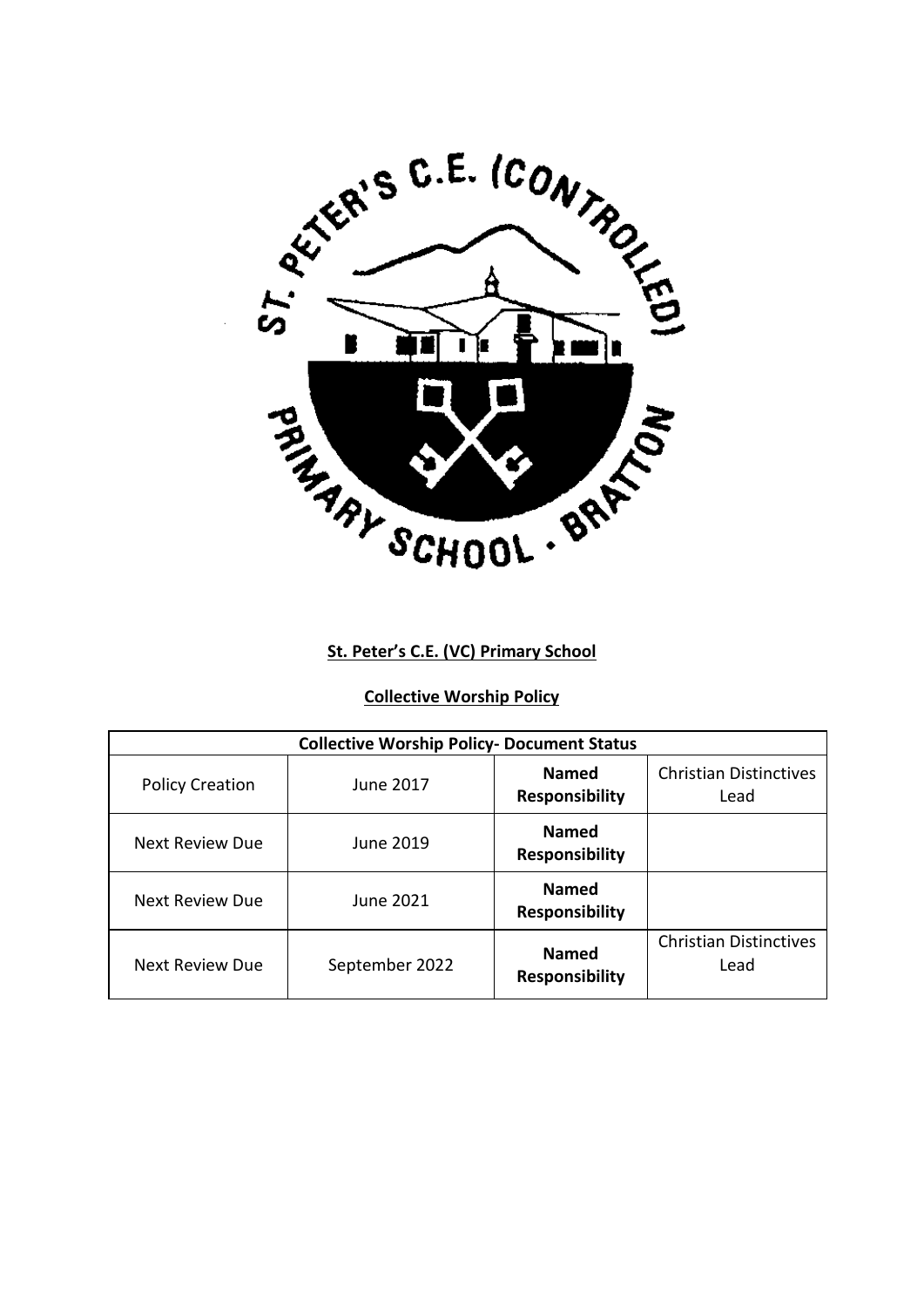**St. Peter's C.E. (VC) Primary School**

**Collective Worship Policy**

| Collective Worship Policy- Document Status | | | |
|---|---|---|---|
| Policy Creation | June 2017 | **Named Responsibility** | Christian Distinctives Lead |
| Next Review Due | June 2019 | **Named Responsibility** | |
| Next Review Due | June 2021 | **Named Responsibility** | |
| Next Review Due | September 2022 | **Named Responsibility** | Christian Distinctives Lead |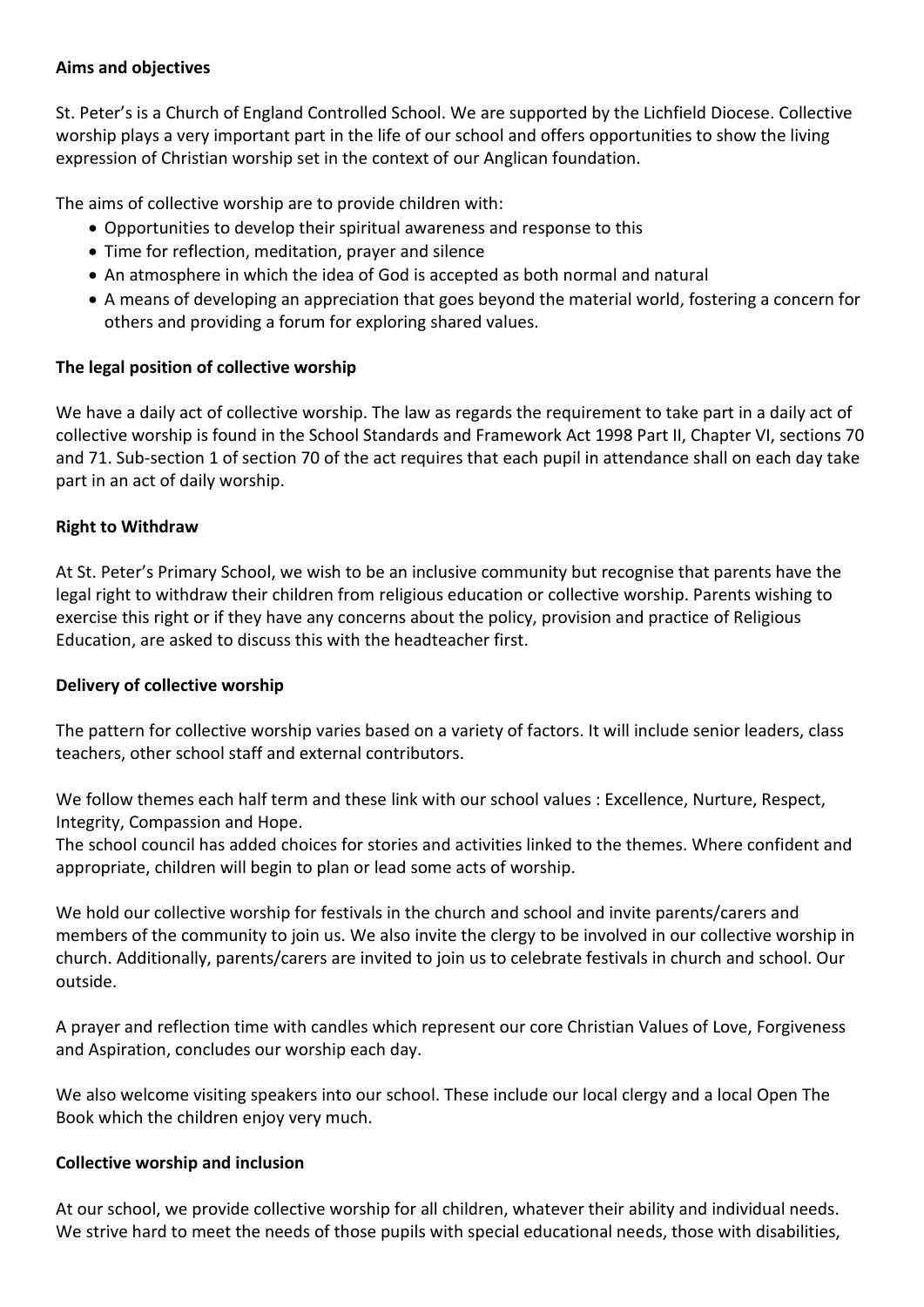**Aims and objectives**

St. Peter's is a Church of England Controlled School. We are supported by the Lichfield Diocese. Collective worship plays a very important part in the life of our school and offers opportunities to show the living expression of Christian worship set in the context of our Anglican foundation.

The aims of collective worship are to provide children with:

- Opportunities to develop their spiritual awareness and response to this
- Time for reflection, meditation, prayer and silence
- An atmosphere in which the idea of God is accepted as both normal and natural
- A means of developing an appreciation that goes beyond the material world, fostering a concern for others and providing a forum for exploring shared values.

**The legal position of collective worship**

We have a daily act of collective worship. The law as regards the requirement to take part in a daily act of collective worship is found in the School Standards and Framework Act 1998 Part II, Chapter VI, sections 70 and 71. Sub-section 1 of section 70 of the act requires that each pupil in attendance shall on each day take part in an act of daily worship.

**Right to Withdraw**

At St. Peter's Primary School, we wish to be an inclusive community but recognise that parents have the legal right to withdraw their children from religious education or collective worship. Parents wishing to exercise this right or if they have any concerns about the policy, provision and practice of Religious Education, are asked to discuss this with the headteacher first.

**Delivery of collective worship**

The pattern for collective worship varies based on a variety of factors. It will include senior leaders, class teachers, other school staff and external contributors.

We follow themes each half term and these link with our school values : Excellence, Nurture, Respect, Integrity, Compassion and Hope.
The school council has added choices for stories and activities linked to the themes. Where confident and appropriate, children will begin to plan or lead some acts of worship.

We hold our collective worship for festivals in the church and school and invite parents/carers and members of the community to join us. We also invite the clergy to be involved in our collective worship in church. Additionally, parents/carers are invited to join us to celebrate festivals in church and school. Our outside.

A prayer and reflection time with candles which represent our core Christian Values of Love, Forgiveness and Aspiration, concludes our worship each day.

We also welcome visiting speakers into our school. These include our local clergy and a local Open The Book which the children enjoy very much.

**Collective worship and inclusion**

At our school, we provide collective worship for all children, whatever their ability and individual needs. We strive hard to meet the needs of those pupils with special educational needs, those with disabilities,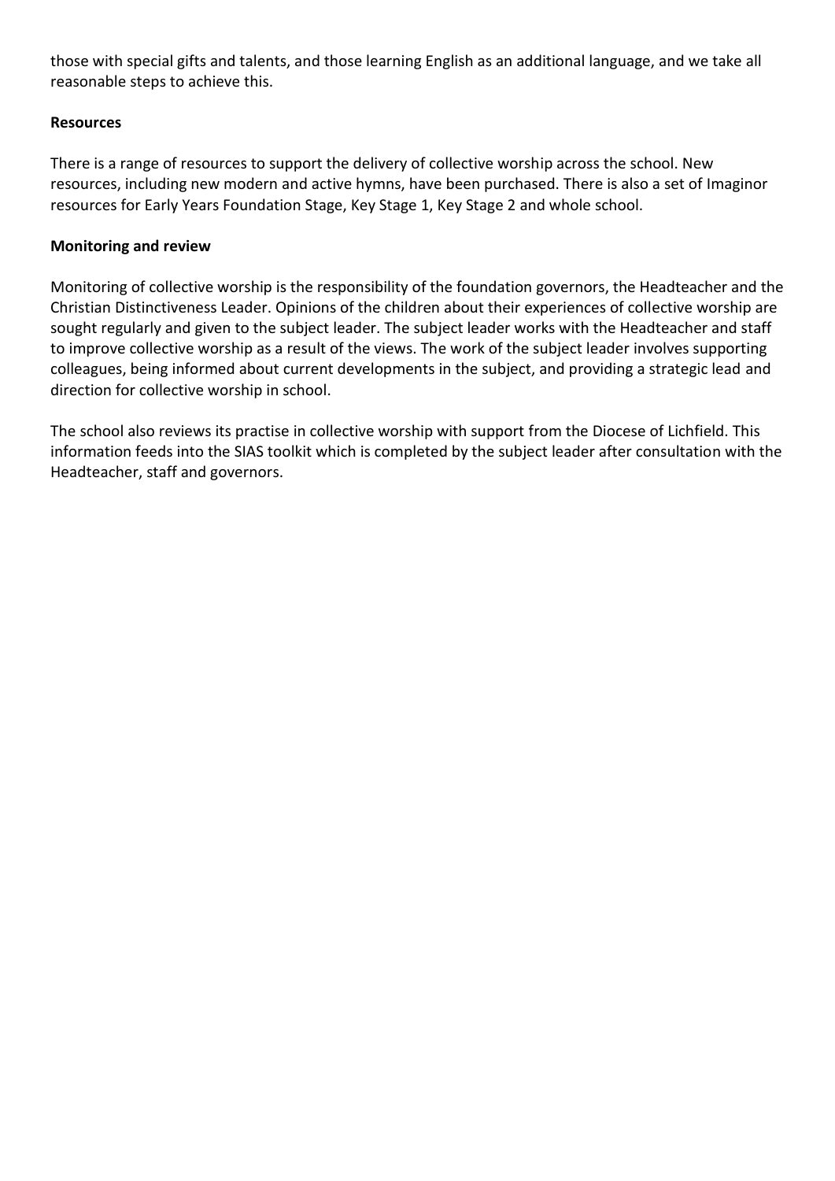those with special gifts and talents, and those learning English as an additional language, and we take all reasonable steps to achieve this.

**Resources**

There is a range of resources to support the delivery of collective worship across the school. New resources, including new modern and active hymns, have been purchased. There is also a set of Imaginor resources for Early Years Foundation Stage, Key Stage 1, Key Stage 2 and whole school.

**Monitoring and review**

Monitoring of collective worship is the responsibility of the foundation governors, the Headteacher and the Christian Distinctiveness Leader. Opinions of the children about their experiences of collective worship are sought regularly and given to the subject leader. The subject leader works with the Headteacher and staff to improve collective worship as a result of the views. The work of the subject leader involves supporting colleagues, being informed about current developments in the subject, and providing a strategic lead and direction for collective worship in school.

The school also reviews its practise in collective worship with support from the Diocese of Lichfield. This information feeds into the SIAS toolkit which is completed by the subject leader after consultation with the Headteacher, staff and governors.